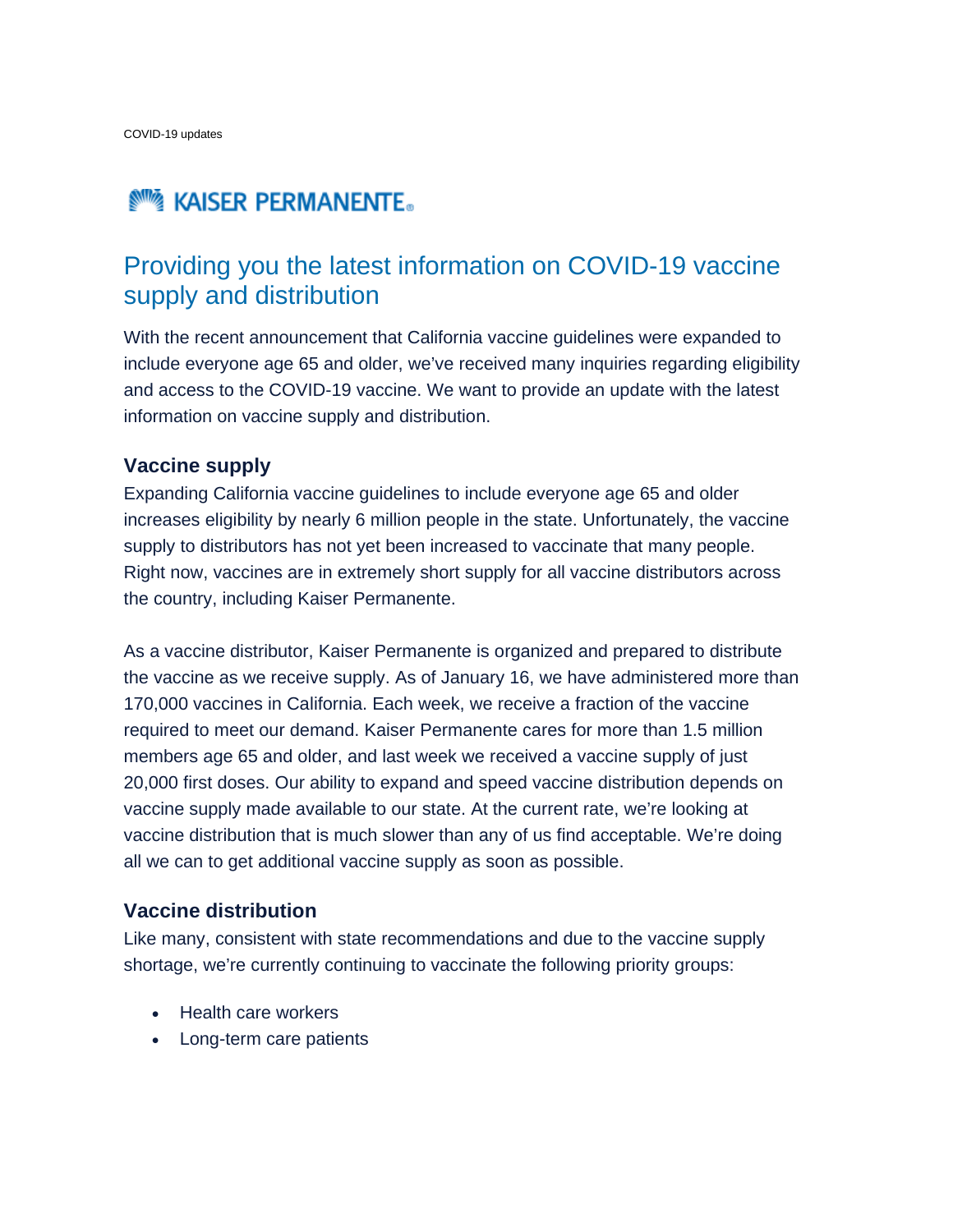COVID-19 updates

KAISER PERMANENTE

# Providing you the latest information on COVID-19 vaccine supply and distribution

With the recent announcement that California vaccine guidelines were expanded to include everyone age 65 and older, we've received many inquiries regarding eligibility and access to the COVID-19 vaccine. We want to provide an update with the latest information on vaccine supply and distribution.

### Vaccine supply

Expanding California vaccine guidelines to include everyone age 65 and older increases eligibility by nearly 6 million people in the state. Unfortunately, the vaccine supply to distributors has not yet been increased to vaccinate that many people. Right now, vaccines are in extremely short supply for all vaccine distributors across the country, including Kaiser Permanente.

As a vaccine distributor, Kaiser Permanente is organized and prepared to distribute the vaccine as we receive supply. As of January 16, we have administered more than 170,000 vaccines in California. Each week, we receive a fraction of the vaccine required to meet our demand. Kaiser Permanente cares for more than 1.5 million members age 65 and older, and last week we received a vaccine supply of just 20,000 first doses. Our ability to expand and speed vaccine distribution depends on vaccine supply made available to our state. At the current rate, we're looking at vaccine distribution that is much slower than any of us find acceptable. We're doing all we can to get additional vaccine supply as soon as possible.

### Vaccine distribution

Like many, consistent with state recommendations and due to the vaccine supply shortage, we're currently continuing to vaccinate the following priority groups:

- Health care workers
- Long-term care patients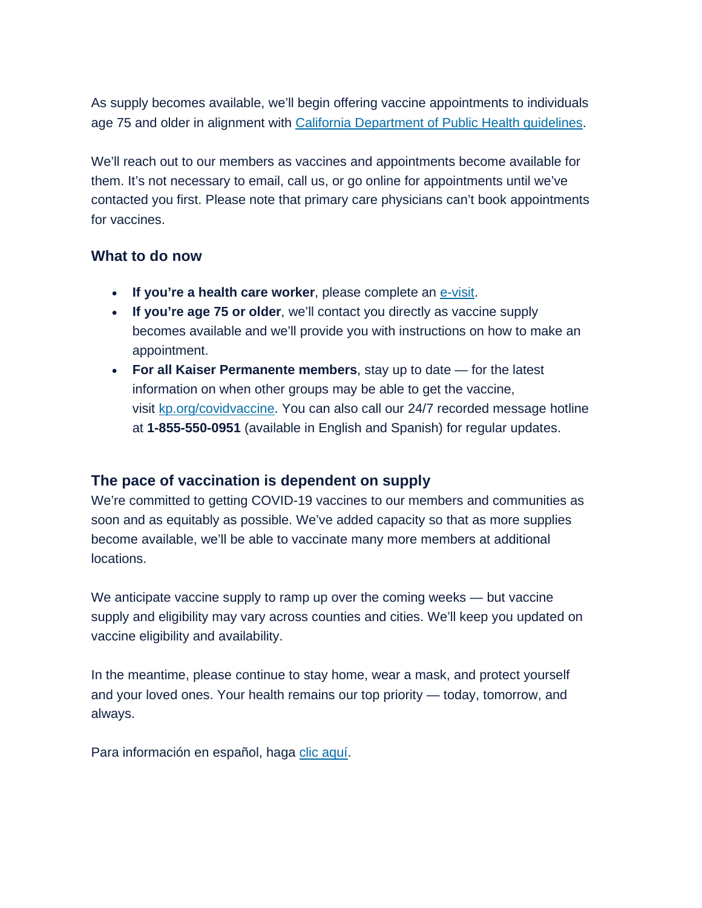As supply becomes available, we'll begin offering vaccine appointments to individuals age 75 and older in alignment with California Department of Public Health guidelines.

We'll reach out to our members as vaccines and appointments become available for them. It's not necessary to email, call us, or go online for appointments until we've contacted you first. Please note that primary care physicians can't book appointments for vaccines.

### What to do now

- **If you're a health care worker**, please complete an e-visit.
- **If you're age 75 or older**, we'll contact you directly as vaccine supply becomes available and we'll provide you with instructions on how to make an appointment.
- **For all Kaiser Permanente members**, stay up to date — for the latest information on when other groups may be able to get the vaccine, visit kp.org/covidvaccine. You can also call our 24/7 recorded message hotline at **1-855-550-0951** (available in English and Spanish) for regular updates.

### The pace of vaccination is dependent on supply

We're committed to getting COVID-19 vaccines to our members and communities as soon and as equitably as possible. We've added capacity so that as more supplies become available, we'll be able to vaccinate many more members at additional locations.

We anticipate vaccine supply to ramp up over the coming weeks — but vaccine supply and eligibility may vary across counties and cities. We'll keep you updated on vaccine eligibility and availability.

In the meantime, please continue to stay home, wear a mask, and protect yourself and your loved ones. Your health remains our top priority — today, tomorrow, and always.

Para información en español, haga clic aquí.